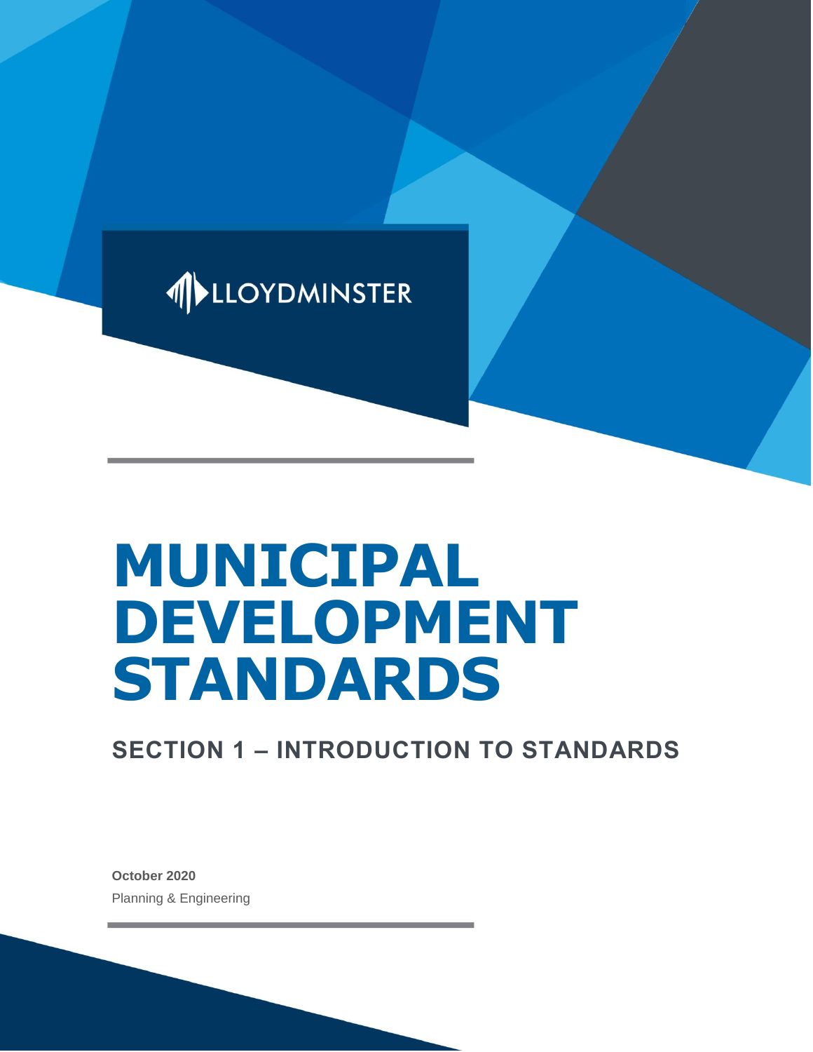LLOYDMINSTER

# MUNICIPAL DEVELOPMENT STANDARDS

## SECTION 1 – INTRODUCTION TO STANDARDS

**October 2020**

Planning & Engineering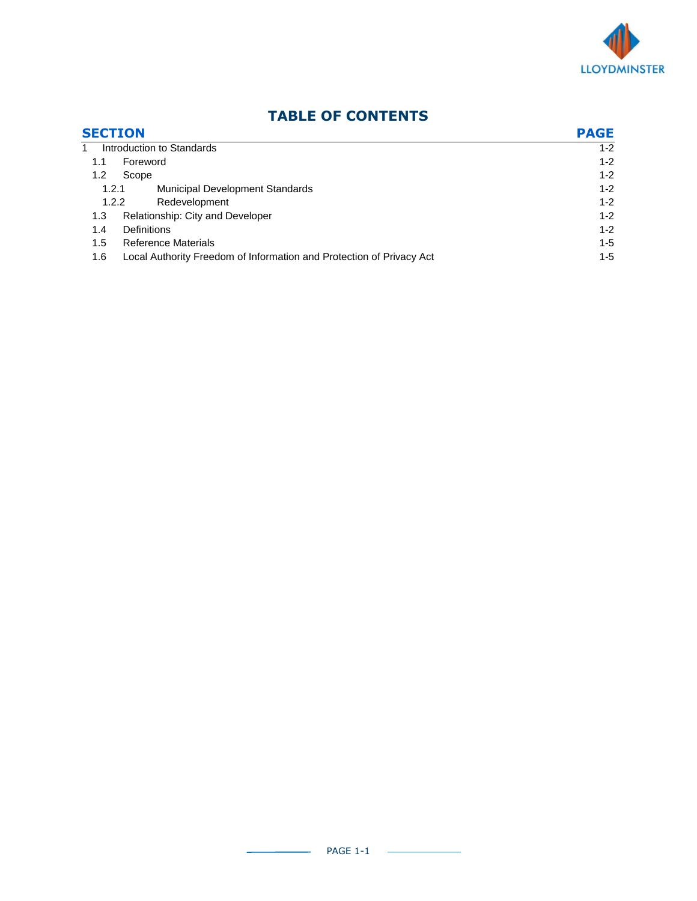# TABLE OF CONTENTS

| SECTION | | PAGE |
|---|---|---|
| 1 | Introduction to Standards | 1-2 |
| 1.1 | Foreword | 1-2 |
| 1.2 | Scope | 1-2 |
| 1.2.1 | Municipal Development Standards | 1-2 |
| 1.2.2 | Redevelopment | 1-2 |
| 1.3 | Relationship: City and Developer | 1-2 |
| 1.4 | Definitions | 1-2 |
| 1.5 | Reference Materials | 1-5 |
| 1.6 | Local Authority Freedom of Information and Protection of Privacy Act | 1-5 |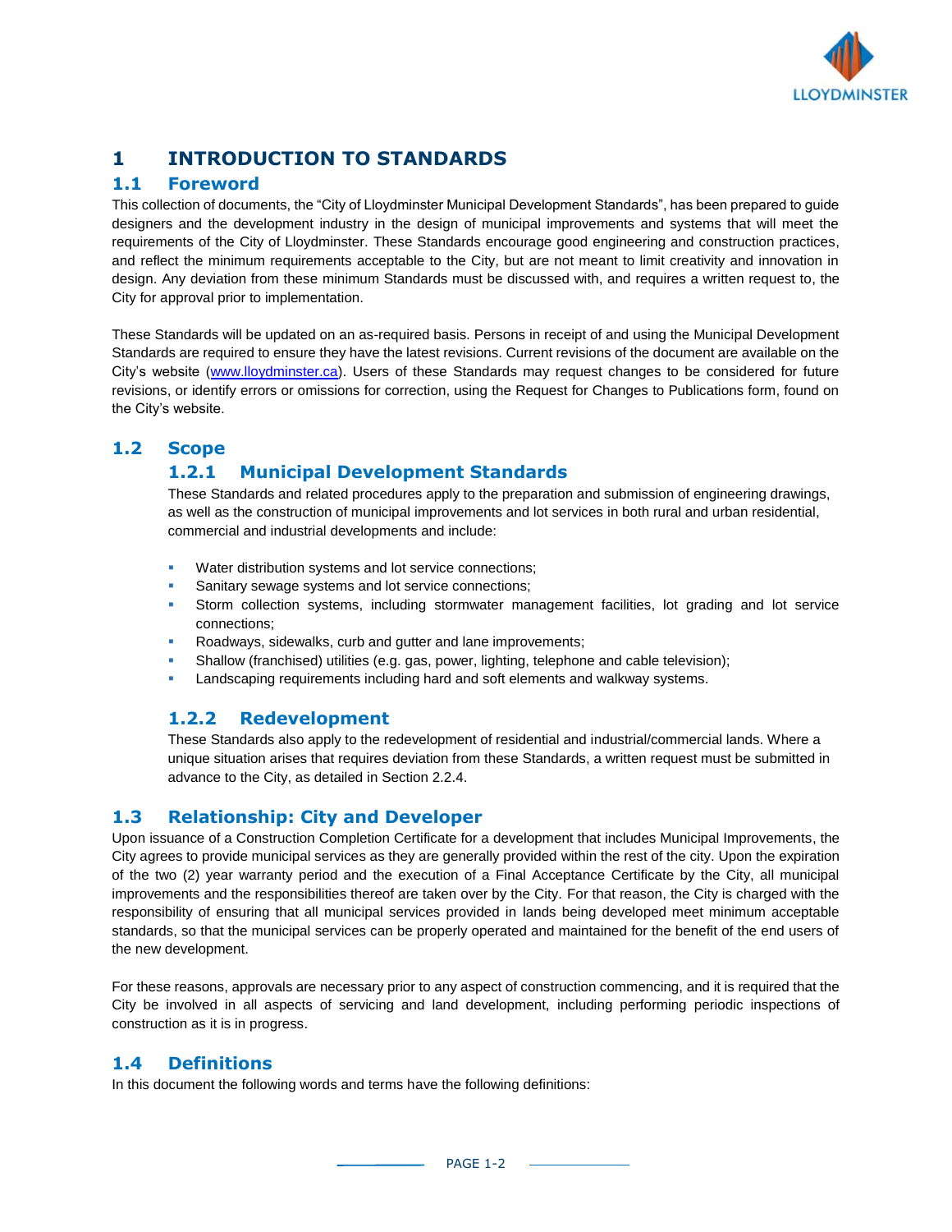# 1 INTRODUCTION TO STANDARDS

## 1.1 Foreword

This collection of documents, the "City of Lloydminster Municipal Development Standards", has been prepared to guide designers and the development industry in the design of municipal improvements and systems that will meet the requirements of the City of Lloydminster. These Standards encourage good engineering and construction practices, and reflect the minimum requirements acceptable to the City, but are not meant to limit creativity and innovation in design. Any deviation from these minimum Standards must be discussed with, and requires a written request to, the City for approval prior to implementation.

These Standards will be updated on an as-required basis. Persons in receipt of and using the Municipal Development Standards are required to ensure they have the latest revisions. Current revisions of the document are available on the City's website (www.lloydminster.ca). Users of these Standards may request changes to be considered for future revisions, or identify errors or omissions for correction, using the Request for Changes to Publications form, found on the City's website.

## 1.2 Scope

### 1.2.1 Municipal Development Standards

These Standards and related procedures apply to the preparation and submission of engineering drawings, as well as the construction of municipal improvements and lot services in both rural and urban residential, commercial and industrial developments and include:

- Water distribution systems and lot service connections;
- Sanitary sewage systems and lot service connections;
- Storm collection systems, including stormwater management facilities, lot grading and lot service connections;
- Roadways, sidewalks, curb and gutter and lane improvements;
- Shallow (franchised) utilities (e.g. gas, power, lighting, telephone and cable television);
- Landscaping requirements including hard and soft elements and walkway systems.

### 1.2.2 Redevelopment

These Standards also apply to the redevelopment of residential and industrial/commercial lands. Where a unique situation arises that requires deviation from these Standards, a written request must be submitted in advance to the City, as detailed in Section 2.2.4.

## 1.3 Relationship: City and Developer

Upon issuance of a Construction Completion Certificate for a development that includes Municipal Improvements, the City agrees to provide municipal services as they are generally provided within the rest of the city. Upon the expiration of the two (2) year warranty period and the execution of a Final Acceptance Certificate by the City, all municipal improvements and the responsibilities thereof are taken over by the City. For that reason, the City is charged with the responsibility of ensuring that all municipal services provided in lands being developed meet minimum acceptable standards, so that the municipal services can be properly operated and maintained for the benefit of the end users of the new development.

For these reasons, approvals are necessary prior to any aspect of construction commencing, and it is required that the City be involved in all aspects of servicing and land development, including performing periodic inspections of construction as it is in progress.

## 1.4 Definitions

In this document the following words and terms have the following definitions: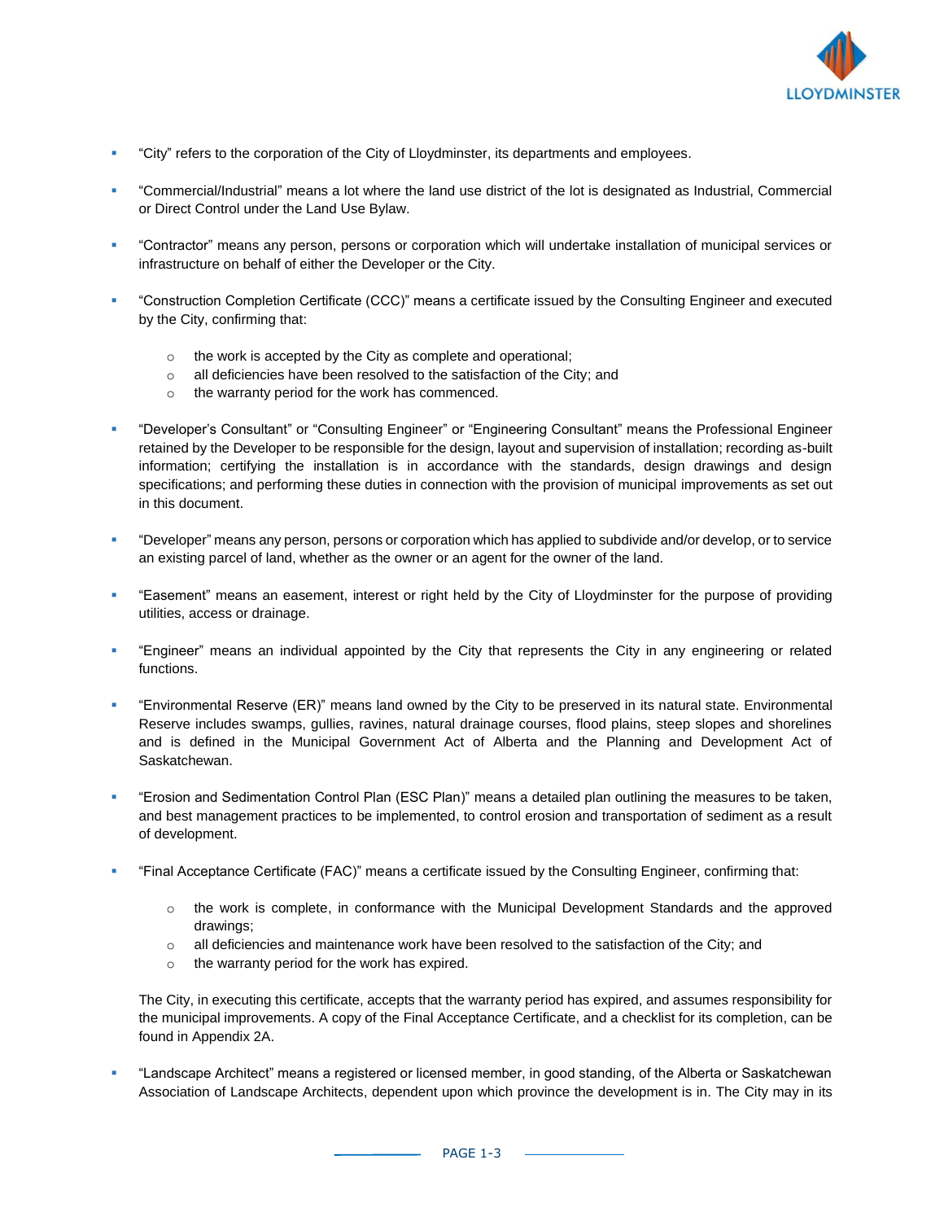- "City" refers to the corporation of the City of Lloydminster, its departments and employees.

- "Commercial/Industrial" means a lot where the land use district of the lot is designated as Industrial, Commercial or Direct Control under the Land Use Bylaw.

- "Contractor" means any person, persons or corporation which will undertake installation of municipal services or infrastructure on behalf of either the Developer or the City.

- "Construction Completion Certificate (CCC)" means a certificate issued by the Consulting Engineer and executed by the City, confirming that:

  - the work is accepted by the City as complete and operational;
  - all deficiencies have been resolved to the satisfaction of the City; and
  - the warranty period for the work has commenced.

- "Developer's Consultant" or "Consulting Engineer" or "Engineering Consultant" means the Professional Engineer retained by the Developer to be responsible for the design, layout and supervision of installation; recording as-built information; certifying the installation is in accordance with the standards, design drawings and design specifications; and performing these duties in connection with the provision of municipal improvements as set out in this document.

- "Developer" means any person, persons or corporation which has applied to subdivide and/or develop, or to service an existing parcel of land, whether as the owner or an agent for the owner of the land.

- "Easement" means an easement, interest or right held by the City of Lloydminster for the purpose of providing utilities, access or drainage.

- "Engineer" means an individual appointed by the City that represents the City in any engineering or related functions.

- "Environmental Reserve (ER)" means land owned by the City to be preserved in its natural state. Environmental Reserve includes swamps, gullies, ravines, natural drainage courses, flood plains, steep slopes and shorelines and is defined in the Municipal Government Act of Alberta and the Planning and Development Act of Saskatchewan.

- "Erosion and Sedimentation Control Plan (ESC Plan)" means a detailed plan outlining the measures to be taken, and best management practices to be implemented, to control erosion and transportation of sediment as a result of development.

- "Final Acceptance Certificate (FAC)" means a certificate issued by the Consulting Engineer, confirming that:

  - the work is complete, in conformance with the Municipal Development Standards and the approved drawings;
  - all deficiencies and maintenance work have been resolved to the satisfaction of the City; and
  - the warranty period for the work has expired.

  The City, in executing this certificate, accepts that the warranty period has expired, and assumes responsibility for the municipal improvements. A copy of the Final Acceptance Certificate, and a checklist for its completion, can be found in Appendix 2A.

- "Landscape Architect" means a registered or licensed member, in good standing, of the Alberta or Saskatchewan Association of Landscape Architects, dependent upon which province the development is in. The City may in its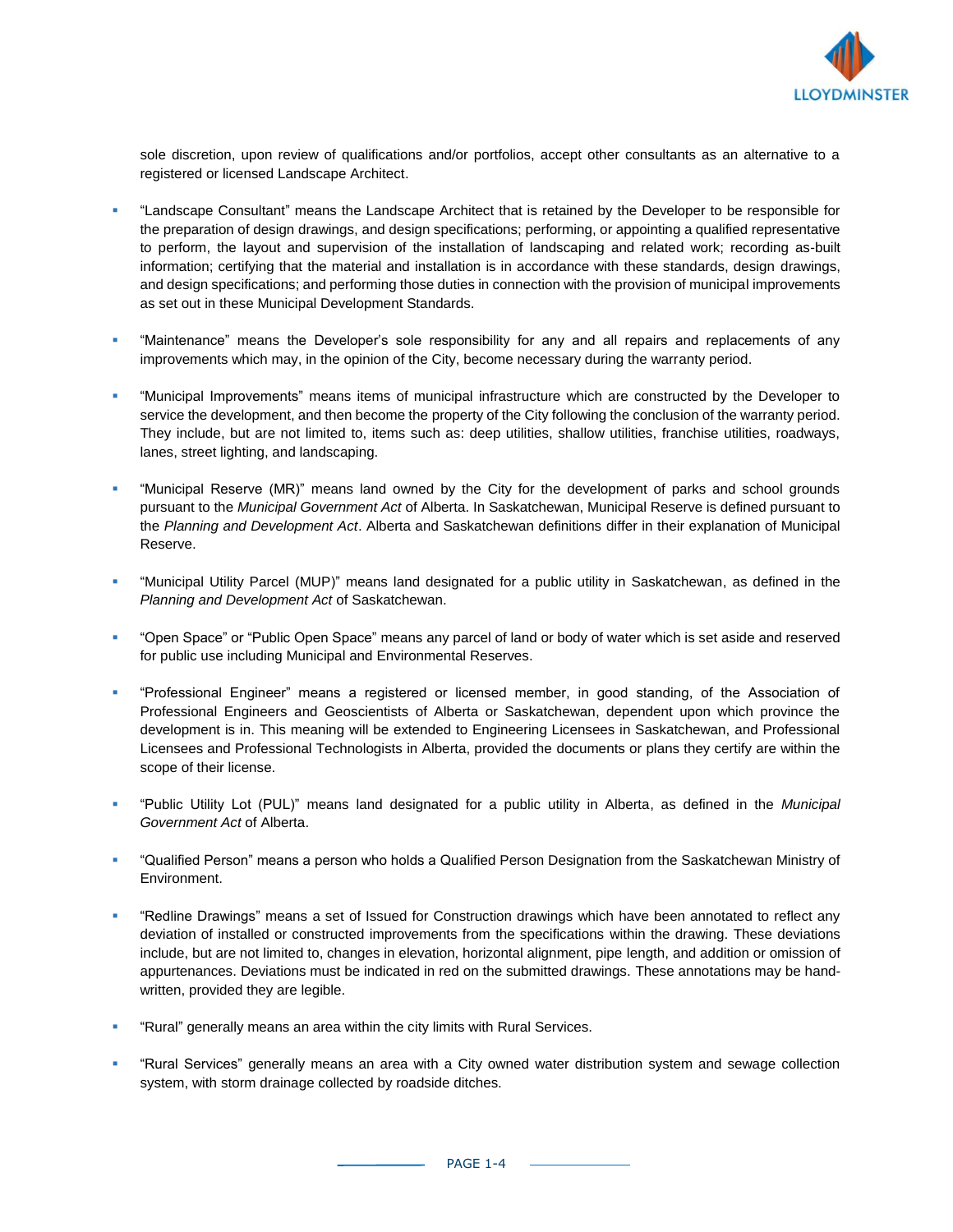sole discretion, upon review of qualifications and/or portfolios, accept other consultants as an alternative to a registered or licensed Landscape Architect.

- "Landscape Consultant" means the Landscape Architect that is retained by the Developer to be responsible for the preparation of design drawings, and design specifications; performing, or appointing a qualified representative to perform, the layout and supervision of the installation of landscaping and related work; recording as-built information; certifying that the material and installation is in accordance with these standards, design drawings, and design specifications; and performing those duties in connection with the provision of municipal improvements as set out in these Municipal Development Standards.

- "Maintenance" means the Developer's sole responsibility for any and all repairs and replacements of any improvements which may, in the opinion of the City, become necessary during the warranty period.

- "Municipal Improvements" means items of municipal infrastructure which are constructed by the Developer to service the development, and then become the property of the City following the conclusion of the warranty period. They include, but are not limited to, items such as: deep utilities, shallow utilities, franchise utilities, roadways, lanes, street lighting, and landscaping.

- "Municipal Reserve (MR)" means land owned by the City for the development of parks and school grounds pursuant to the *Municipal Government Act* of Alberta. In Saskatchewan, Municipal Reserve is defined pursuant to the *Planning and Development Act*. Alberta and Saskatchewan definitions differ in their explanation of Municipal Reserve.

- "Municipal Utility Parcel (MUP)" means land designated for a public utility in Saskatchewan, as defined in the *Planning and Development Act* of Saskatchewan.

- "Open Space" or "Public Open Space" means any parcel of land or body of water which is set aside and reserved for public use including Municipal and Environmental Reserves.

- "Professional Engineer" means a registered or licensed member, in good standing, of the Association of Professional Engineers and Geoscientists of Alberta or Saskatchewan, dependent upon which province the development is in. This meaning will be extended to Engineering Licensees in Saskatchewan, and Professional Licensees and Professional Technologists in Alberta, provided the documents or plans they certify are within the scope of their license.

- "Public Utility Lot (PUL)" means land designated for a public utility in Alberta, as defined in the *Municipal Government Act* of Alberta.

- "Qualified Person" means a person who holds a Qualified Person Designation from the Saskatchewan Ministry of Environment.

- "Redline Drawings" means a set of Issued for Construction drawings which have been annotated to reflect any deviation of installed or constructed improvements from the specifications within the drawing. These deviations include, but are not limited to, changes in elevation, horizontal alignment, pipe length, and addition or omission of appurtenances. Deviations must be indicated in red on the submitted drawings. These annotations may be hand-written, provided they are legible.

- "Rural" generally means an area within the city limits with Rural Services.

- "Rural Services" generally means an area with a City owned water distribution system and sewage collection system, with storm drainage collected by roadside ditches.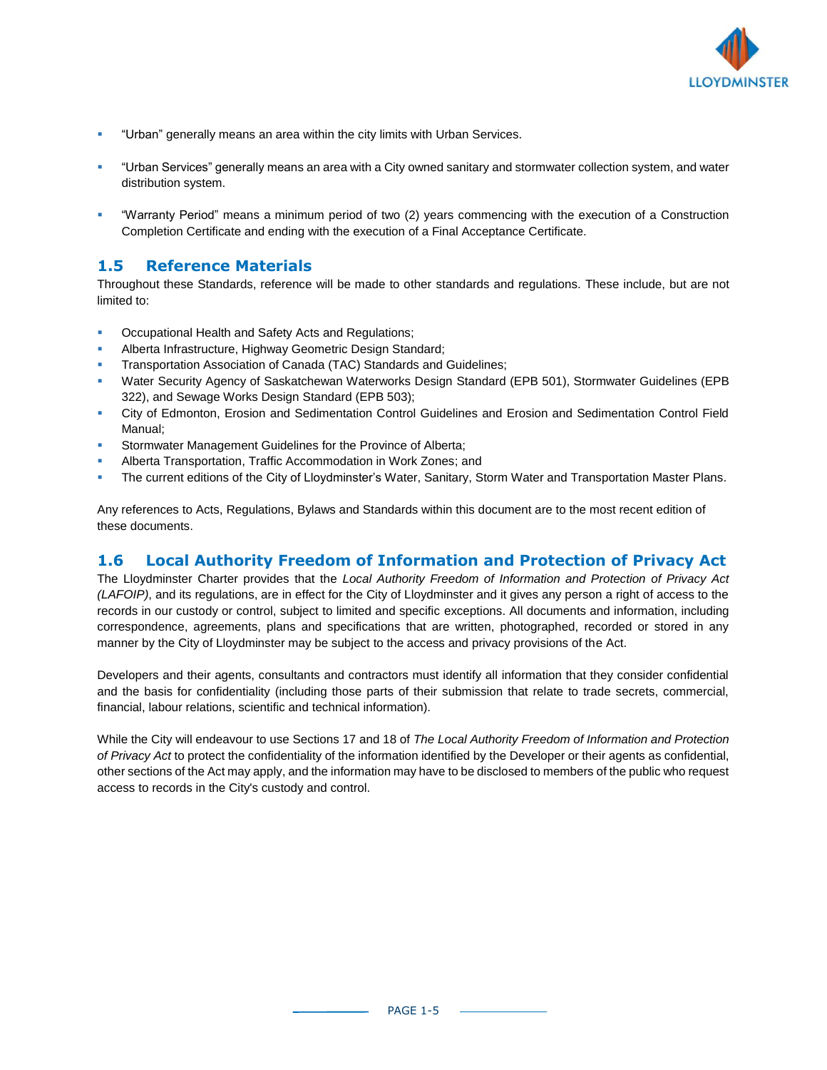- "Urban" generally means an area within the city limits with Urban Services.

- "Urban Services" generally means an area with a City owned sanitary and stormwater collection system, and water distribution system.

- "Warranty Period" means a minimum period of two (2) years commencing with the execution of a Construction Completion Certificate and ending with the execution of a Final Acceptance Certificate.

## 1.5 Reference Materials

Throughout these Standards, reference will be made to other standards and regulations. These include, but are not limited to:

- Occupational Health and Safety Acts and Regulations;
- Alberta Infrastructure, Highway Geometric Design Standard;
- Transportation Association of Canada (TAC) Standards and Guidelines;
- Water Security Agency of Saskatchewan Waterworks Design Standard (EPB 501), Stormwater Guidelines (EPB 322), and Sewage Works Design Standard (EPB 503);
- City of Edmonton, Erosion and Sedimentation Control Guidelines and Erosion and Sedimentation Control Field Manual;
- Stormwater Management Guidelines for the Province of Alberta;
- Alberta Transportation, Traffic Accommodation in Work Zones; and
- The current editions of the City of Lloydminster's Water, Sanitary, Storm Water and Transportation Master Plans.

Any references to Acts, Regulations, Bylaws and Standards within this document are to the most recent edition of these documents.

## 1.6 Local Authority Freedom of Information and Protection of Privacy Act

The Lloydminster Charter provides that the *Local Authority Freedom of Information and Protection of Privacy Act (LAFOIP)*, and its regulations, are in effect for the City of Lloydminster and it gives any person a right of access to the records in our custody or control, subject to limited and specific exceptions. All documents and information, including correspondence, agreements, plans and specifications that are written, photographed, recorded or stored in any manner by the City of Lloydminster may be subject to the access and privacy provisions of the Act.

Developers and their agents, consultants and contractors must identify all information that they consider confidential and the basis for confidentiality (including those parts of their submission that relate to trade secrets, commercial, financial, labour relations, scientific and technical information).

While the City will endeavour to use Sections 17 and 18 of *The Local Authority Freedom of Information and Protection of Privacy Act* to protect the confidentiality of the information identified by the Developer or their agents as confidential, other sections of the Act may apply, and the information may have to be disclosed to members of the public who request access to records in the City's custody and control.